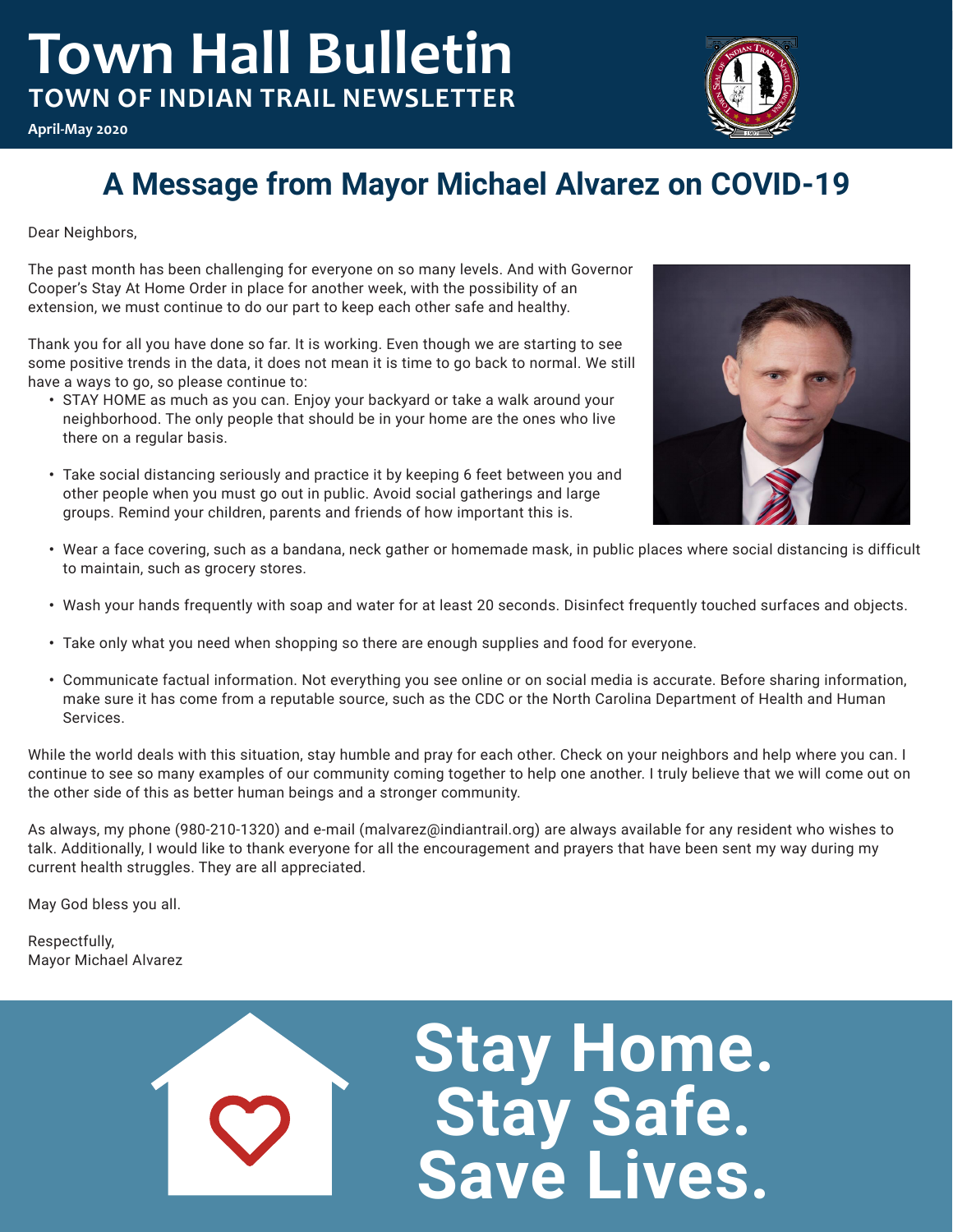# Town Hall Bulletin

## TOWN OF INDIAN TRAIL NEWSLETTER

April-May 2020

## A Message from Mayor Michael Alvarez on COVID-19

Dear Neighbors,

The past month has been challenging for everyone on so many levels. And with Governor Cooper's Stay At Home Order in place for another week, with the possibility of an extension, we must continue to do our part to keep each other safe and healthy.

Thank you for all you have done so far. It is working. Even though we are starting to see some positive trends in the data, it does not mean it is time to go back to normal. We still have a ways to go, so please continue to:

- STAY HOME as much as you can. Enjoy your backyard or take a walk around your neighborhood. The only people that should be in your home are the ones who live there on a regular basis.
- Take social distancing seriously and practice it by keeping 6 feet between you and other people when you must go out in public. Avoid social gatherings and large groups. Remind your children, parents and friends of how important this is.
- Wear a face covering, such as a bandana, neck gather or homemade mask, in public places where social distancing is difficult to maintain, such as grocery stores.
- Wash your hands frequently with soap and water for at least 20 seconds. Disinfect frequently touched surfaces and objects.
- Take only what you need when shopping so there are enough supplies and food for everyone.
- Communicate factual information. Not everything you see online or on social media is accurate. Before sharing information, make sure it has come from a reputable source, such as the CDC or the North Carolina Department of Health and Human Services.

While the world deals with this situation, stay humble and pray for each other. Check on your neighbors and help where you can. I continue to see so many examples of our community coming together to help one another. I truly believe that we will come out on the other side of this as better human beings and a stronger community.

As always, my phone (980-210-1320) and e-mail (malvarez@indiantrail.org) are always available for any resident who wishes to talk. Additionally, I would like to thank everyone for all the encouragement and prayers that have been sent my way during my current health struggles. They are all appreciated.

May God bless you all.

Respectfully,
Mayor Michael Alvarez

**Stay Home. Stay Safe. Save Lives.**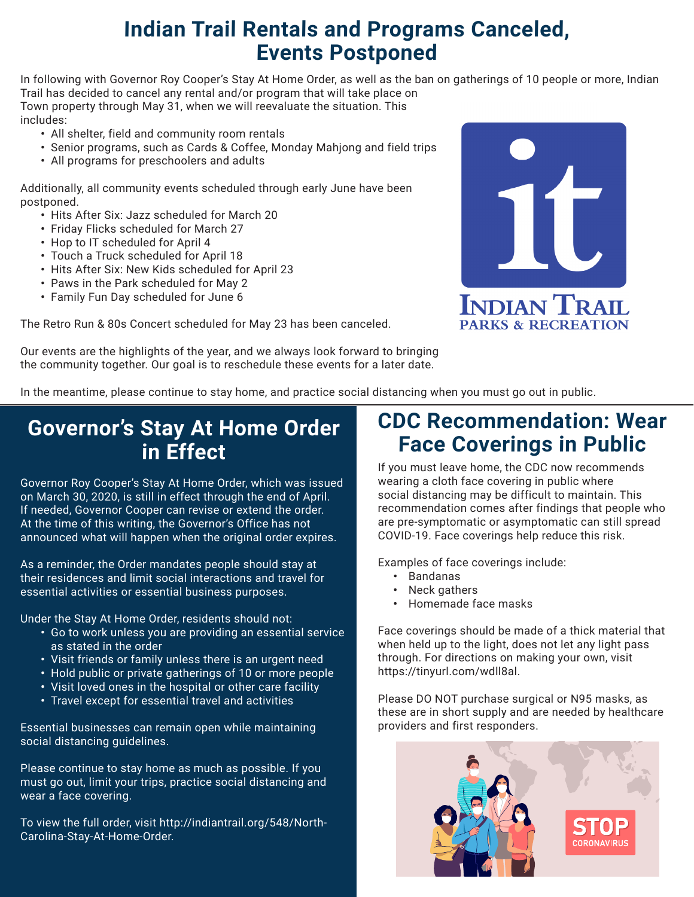# Indian Trail Rentals and Programs Canceled, Events Postponed

In following with Governor Roy Cooper's Stay At Home Order, as well as the ban on gatherings of 10 people or more, Indian Trail has decided to cancel any rental and/or program that will take place on Town property through May 31, when we will reevaluate the situation. This includes:

- All shelter, field and community room rentals
- Senior programs, such as Cards & Coffee, Monday Mahjong and field trips
- All programs for preschoolers and adults

Additionally, all community events scheduled through early June have been postponed.

- Hits After Six: Jazz scheduled for March 20
- Friday Flicks scheduled for March 27
- Hop to IT scheduled for April 4
- Touch a Truck scheduled for April 18
- Hits After Six: New Kids scheduled for April 23
- Paws in the Park scheduled for May 2
- Family Fun Day scheduled for June 6

The Retro Run & 80s Concert scheduled for May 23 has been canceled.

Our events are the highlights of the year, and we always look forward to bringing the community together. Our goal is to reschedule these events for a later date.

In the meantime, please continue to stay home, and practice social distancing when you must go out in public.

## Governor's Stay At Home Order in Effect

Governor Roy Cooper's Stay At Home Order, which was issued on March 30, 2020, is still in effect through the end of April. If needed, Governor Cooper can revise or extend the order. At the time of this writing, the Governor's Office has not announced what will happen when the original order expires.

As a reminder, the Order mandates people should stay at their residences and limit social interactions and travel for essential activities or essential business purposes.

Under the Stay At Home Order, residents should not:

- Go to work unless you are providing an essential service as stated in the order
- Visit friends or family unless there is an urgent need
- Hold public or private gatherings of 10 or more people
- Visit loved ones in the hospital or other care facility
- Travel except for essential travel and activities

Essential businesses can remain open while maintaining social distancing guidelines.

Please continue to stay home as much as possible. If you must go out, limit your trips, practice social distancing and wear a face covering.

To view the full order, visit http://indiantrail.org/548/North-Carolina-Stay-At-Home-Order.

## CDC Recommendation: Wear Face Coverings in Public

If you must leave home, the CDC now recommends wearing a cloth face covering in public where social distancing may be difficult to maintain. This recommendation comes after findings that people who are pre-symptomatic or asymptomatic can still spread COVID-19. Face coverings help reduce this risk.

Examples of face coverings include:

- Bandanas
- Neck gathers
- Homemade face masks

Face coverings should be made of a thick material that when held up to the light, does not let any light pass through. For directions on making your own, visit https://tinyurl.com/wdll8al.

Please DO NOT purchase surgical or N95 masks, as these are in short supply and are needed by healthcare providers and first responders.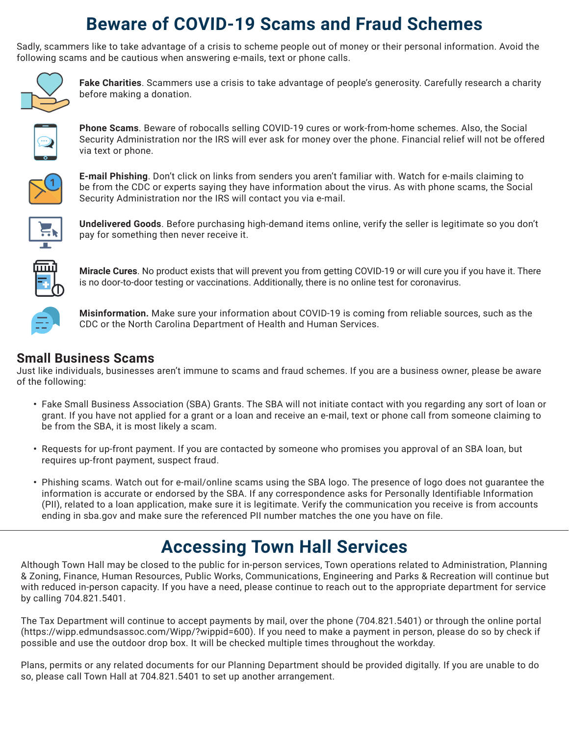# Beware of COVID-19 Scams and Fraud Schemes

Sadly, scammers like to take advantage of a crisis to scheme people out of money or their personal information. Avoid the following scams and be cautious when answering e-mails, text or phone calls.

**Fake Charities**. Scammers use a crisis to take advantage of people's generosity. Carefully research a charity before making a donation.

**Phone Scams**. Beware of robocalls selling COVID-19 cures or work-from-home schemes. Also, the Social Security Administration nor the IRS will ever ask for money over the phone. Financial relief will not be offered via text or phone.

**E-mail Phishing**. Don't click on links from senders you aren't familiar with. Watch for e-mails claiming to be from the CDC or experts saying they have information about the virus. As with phone scams, the Social Security Administration nor the IRS will contact you via e-mail.

**Undelivered Goods**. Before purchasing high-demand items online, verify the seller is legitimate so you don't pay for something then never receive it.

**Miracle Cures**. No product exists that will prevent you from getting COVID-19 or will cure you if you have it. There is no door-to-door testing or vaccinations. Additionally, there is no online test for coronavirus.

**Misinformation.** Make sure your information about COVID-19 is coming from reliable sources, such as the CDC or the North Carolina Department of Health and Human Services.

## Small Business Scams

Just like individuals, businesses aren't immune to scams and fraud schemes. If you are a business owner, please be aware of the following:

- Fake Small Business Association (SBA) Grants. The SBA will not initiate contact with you regarding any sort of loan or grant. If you have not applied for a grant or a loan and receive an e-mail, text or phone call from someone claiming to be from the SBA, it is most likely a scam.
- Requests for up-front payment. If you are contacted by someone who promises you approval of an SBA loan, but requires up-front payment, suspect fraud.
- Phishing scams. Watch out for e-mail/online scams using the SBA logo. The presence of logo does not guarantee the information is accurate or endorsed by the SBA. If any correspondence asks for Personally Identifiable Information (PII), related to a loan application, make sure it is legitimate. Verify the communication you receive is from accounts ending in sba.gov and make sure the referenced PII number matches the one you have on file.

---

# Accessing Town Hall Services

Although Town Hall may be closed to the public for in-person services, Town operations related to Administration, Planning & Zoning, Finance, Human Resources, Public Works, Communications, Engineering and Parks & Recreation will continue but with reduced in-person capacity. If you have a need, please continue to reach out to the appropriate department for service by calling 704.821.5401.

The Tax Department will continue to accept payments by mail, over the phone (704.821.5401) or through the online portal (https://wipp.edmundsassoc.com/Wipp/?wippid=600). If you need to make a payment in person, please do so by check if possible and use the outdoor drop box. It will be checked multiple times throughout the workday.

Plans, permits or any related documents for our Planning Department should be provided digitally. If you are unable to do so, please call Town Hall at 704.821.5401 to set up another arrangement.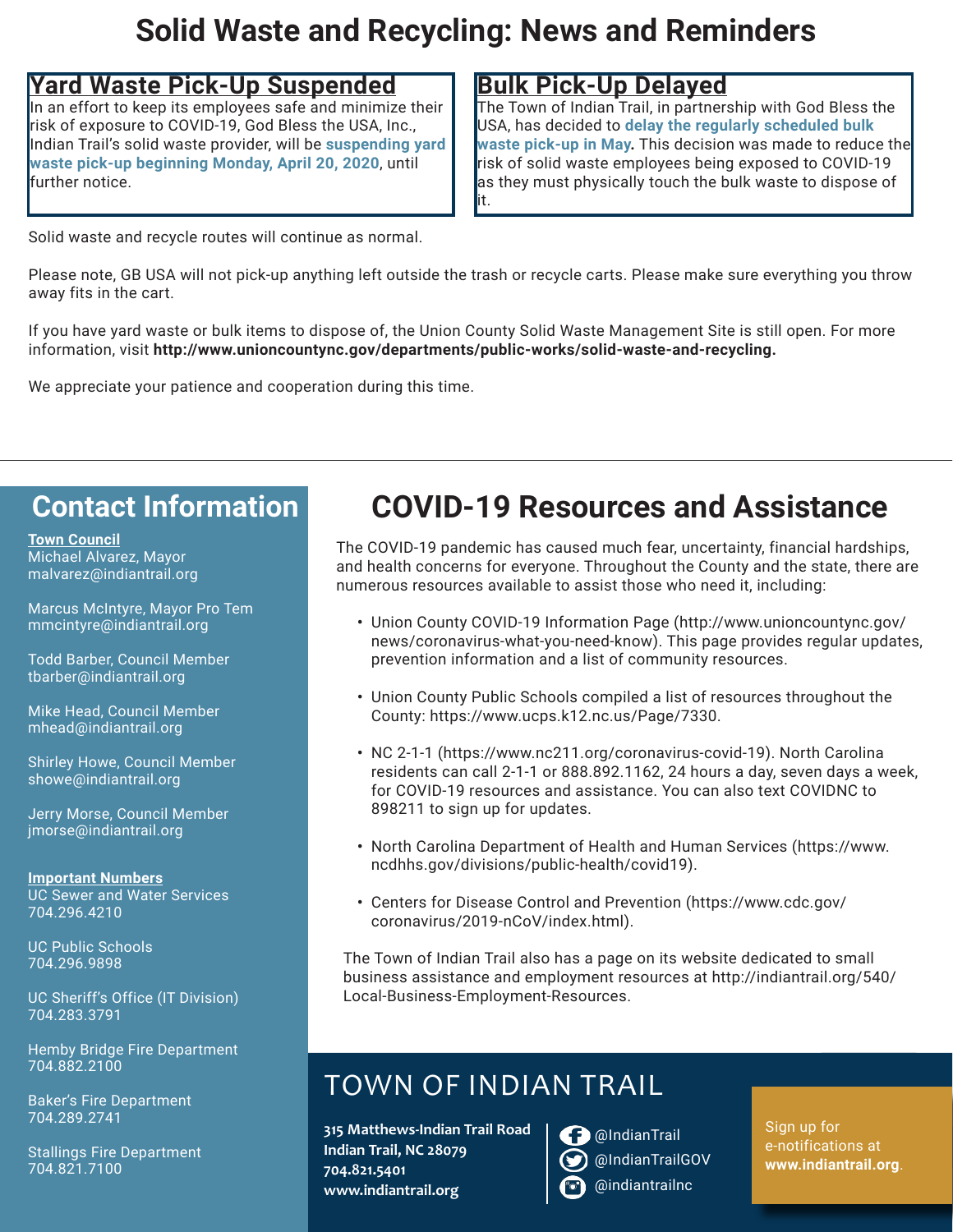# Solid Waste and Recycling: News and Reminders

## Yard Waste Pick-Up Suspended

In an effort to keep its employees safe and minimize their risk of exposure to COVID-19, God Bless the USA, Inc., Indian Trail's solid waste provider, will be **suspending yard waste pick-up beginning Monday, April 20, 2020**, until further notice.

## Bulk Pick-Up Delayed

The Town of Indian Trail, in partnership with God Bless the USA, has decided to **delay the regularly scheduled bulk waste pick-up in May.** This decision was made to reduce the risk of solid waste employees being exposed to COVID-19 as they must physically touch the bulk waste to dispose of it.

Solid waste and recycle routes will continue as normal.

Please note, GB USA will not pick-up anything left outside the trash or recycle carts. Please make sure everything you throw away fits in the cart.

If you have yard waste or bulk items to dispose of, the Union County Solid Waste Management Site is still open. For more information, visit **http://www.unioncountync.gov/departments/public-works/solid-waste-and-recycling.**

We appreciate your patience and cooperation during this time.

## Contact Information

**Town Council**

Michael Alvarez, Mayor
malvarez@indiantrail.org

Marcus McIntyre, Mayor Pro Tem
mmcintyre@indiantrail.org

Todd Barber, Council Member
tbarber@indiantrail.org

Mike Head, Council Member
mhead@indiantrail.org

Shirley Howe, Council Member
showe@indiantrail.org

Jerry Morse, Council Member
jmorse@indiantrail.org

**Important Numbers**

UC Sewer and Water Services
704.296.4210

UC Public Schools
704.296.9898

UC Sheriff's Office (IT Division)
704.283.3791

Hemby Bridge Fire Department
704.882.2100

Baker's Fire Department
704.289.2741

Stallings Fire Department
704.821.7100

## COVID-19 Resources and Assistance

The COVID-19 pandemic has caused much fear, uncertainty, financial hardships, and health concerns for everyone. Throughout the County and the state, there are numerous resources available to assist those who need it, including:

- Union County COVID-19 Information Page (http://www.unioncountync.gov/news/coronavirus-what-you-need-know). This page provides regular updates, prevention information and a list of community resources.
- Union County Public Schools compiled a list of resources throughout the County: https://www.ucps.k12.nc.us/Page/7330.
- NC 2-1-1 (https://www.nc211.org/coronavirus-covid-19). North Carolina residents can call 2-1-1 or 888.892.1162, 24 hours a day, seven days a week, for COVID-19 resources and assistance. You can also text COVIDNC to 898211 to sign up for updates.
- North Carolina Department of Health and Human Services (https://www.ncdhhs.gov/divisions/public-health/covid19).
- Centers for Disease Control and Prevention (https://www.cdc.gov/coronavirus/2019-nCoV/index.html).

The Town of Indian Trail also has a page on its website dedicated to small business assistance and employment resources at http://indiantrail.org/540/Local-Business-Employment-Resources.

## TOWN OF INDIAN TRAIL

**315 Matthews-Indian Trail Road**
**Indian Trail, NC 28079**
**704.821.5401**
**www.indiantrail.org**

@IndianTrail
@IndianTrailGOV
@indiantrailnc

Sign up for e-notifications at **www.indiantrail.org**.